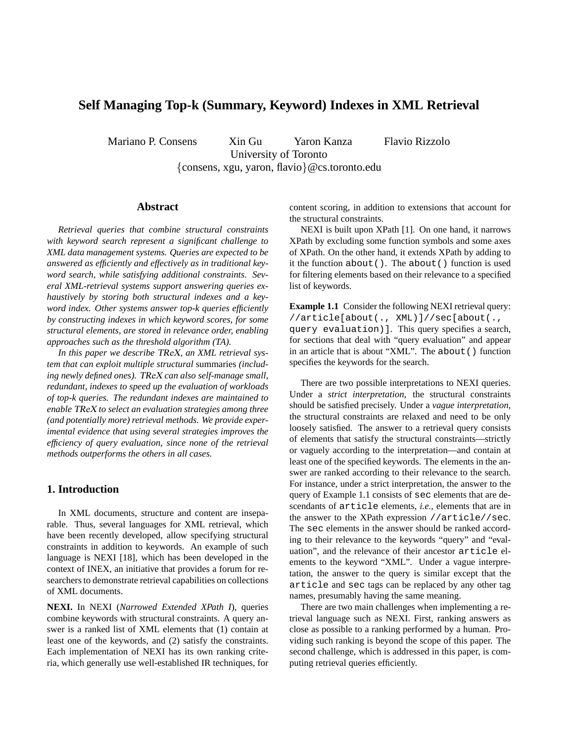# Self Managing Top-k (Summary, Keyword) Indexes in XML Retrieval

Mariano P. Consens Xin Gu Yaron Kanza Flavio Rizzolo
University of Toronto
{consens, xgu, yaron, flavio}@cs.toronto.edu

## Abstract

*Retrieval queries that combine structural constraints with keyword search represent a significant challenge to XML data management systems. Queries are expected to be answered as efficiently and effectively as in traditional keyword search, while satisfying additional constraints. Several XML-retrieval systems support answering queries exhaustively by storing both structural indexes and a keyword index. Other systems answer top-k queries efficiently by constructing indexes in which keyword scores, for some structural elements, are stored in relevance order, enabling approaches such as the threshold algorithm (TA).*

*In this paper we describe TReX, an XML retrieval system that can exploit multiple structural* summaries *(including newly defined ones). TReX can also self-manage small, redundant, indexes to speed up the evaluation of workloads of top-k queries. The redundant indexes are maintained to enable TReX to select an evaluation strategies among three (and potentially more) retrieval methods. We provide experimental evidence that using several strategies improves the efficiency of query evaluation, since none of the retrieval methods outperforms the others in all cases.*

## 1. Introduction

In XML documents, structure and content are inseparable. Thus, several languages for XML retrieval, which have been recently developed, allow specifying structural constraints in addition to keywords. An example of such language is NEXI [18], which has been developed in the context of INEX, an initiative that provides a forum for researchers to demonstrate retrieval capabilities on collections of XML documents.

**NEXI.** In NEXI (*Narrowed Extended XPath I*), queries combine keywords with structural constraints. A query answer is a ranked list of XML elements that (1) contain at least one of the keywords, and (2) satisfy the constraints. Each implementation of NEXI has its own ranking criteria, which generally use well-established IR techniques, for content scoring, in addition to extensions that account for the structural constraints.

NEXI is built upon XPath [1]. On one hand, it narrows XPath by excluding some function symbols and some axes of XPath. On the other hand, it extends XPath by adding to it the function `about()`. The `about()` function is used for filtering elements based on their relevance to a specified list of keywords.

**Example 1.1** Consider the following NEXI retrieval query: `//article[about(., XML)]//sec[about(., query evaluation)]`. This query specifies a search, for sections that deal with "query evaluation" and appear in an article that is about "XML". The `about()` function specifies the keywords for the search.

There are two possible interpretations to NEXI queries. Under a *strict interpretation*, the structural constraints should be satisfied precisely. Under a *vague interpretation*, the structural constraints are relaxed and need to be only loosely satisfied. The answer to a retrieval query consists of elements that satisfy the structural constraints—strictly or vaguely according to the interpretation—and contain at least one of the specified keywords. The elements in the answer are ranked according to their relevance to the search. For instance, under a strict interpretation, the answer to the query of Example 1.1 consists of `sec` elements that are descendants of `article` elements, *i.e.*, elements that are in the answer to the XPath expression `//article//sec`. The `sec` elements in the answer should be ranked according to their relevance to the keywords "query" and "evaluation", and the relevance of their ancestor `article` elements to the keyword "XML". Under a vague interpretation, the answer to the query is similar except that the `article` and `sec` tags can be replaced by any other tag names, presumably having the same meaning.

There are two main challenges when implementing a retrieval language such as NEXI. First, ranking answers as close as possible to a ranking performed by a human. Providing such ranking is beyond the scope of this paper. The second challenge, which is addressed in this paper, is computing retrieval queries efficiently.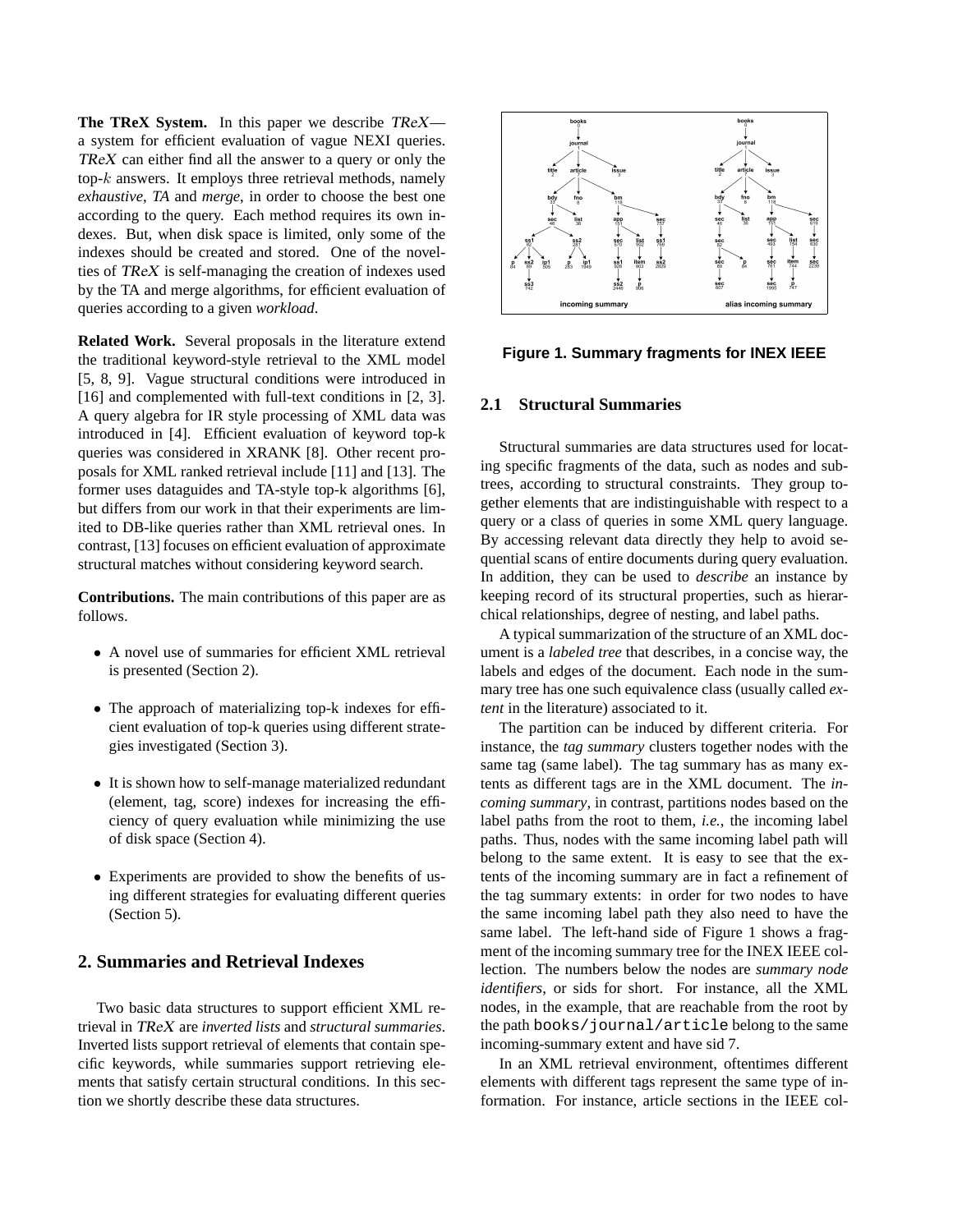**The TReX System.** In this paper we describe *TReX*—a system for efficient evaluation of vague NEXI queries. *TReX* can either find all the answer to a query or only the top-$k$ answers. It employs three retrieval methods, namely *exhaustive*, *TA* and *merge*, in order to choose the best one according to the query. Each method requires its own indexes. But, when disk space is limited, only some of the indexes should be created and stored. One of the novelties of *TReX* is self-managing the creation of indexes used by the TA and merge algorithms, for efficient evaluation of queries according to a given *workload*.

**Related Work.** Several proposals in the literature extend the traditional keyword-style retrieval to the XML model [5, 8, 9]. Vague structural conditions were introduced in [16] and complemented with full-text conditions in [2, 3]. A query algebra for IR style processing of XML data was introduced in [4]. Efficient evaluation of keyword top-k queries was considered in XRANK [8]. Other recent proposals for XML ranked retrieval include [11] and [13]. The former uses dataguides and TA-style top-k algorithms [6], but differs from our work in that their experiments are limited to DB-like queries rather than XML retrieval ones. In contrast, [13] focuses on efficient evaluation of approximate structural matches without considering keyword search.

**Contributions.** The main contributions of this paper are as follows.

- A novel use of summaries for efficient XML retrieval is presented (Section 2).
- The approach of materializing top-k indexes for efficient evaluation of top-k queries using different strategies investigated (Section 3).
- It is shown how to self-manage materialized redundant (element, tag, score) indexes for increasing the efficiency of query evaluation while minimizing the use of disk space (Section 4).
- Experiments are provided to show the benefits of using different strategies for evaluating different queries (Section 5).

## 2. Summaries and Retrieval Indexes

Two basic data structures to support efficient XML retrieval in *TReX* are *inverted lists* and *structural summaries*. Inverted lists support retrieval of elements that contain specific keywords, while summaries support retrieving elements that satisfy certain structural conditions. In this section we shortly describe these data structures.

books
0
journal
1
title
2
article
7
issue
3
bdy
37
fno
8
bm
118
sec
46
list
36
app
151
sec
757
ss1
60
ss2
281
sec
570
list
902
ss1
769
p
84
ss2
89
ip1
506
p
283
ip1
1549
ss1
928
item
903
ss2
2829
ss3
742
ss2
2446
p
906
incoming summary

books
0
journal
1
title
2
article
7
issue
3
bdy
37
fno
8
bm
118
sec
46
list
36
app
151
sec
619
sec
62
sec
453
list
154
sec
632
sec
89
p
84
sec
761
item
744
sec
2239
sec
607
sec
1995
p
747
alias incoming summary

**Figure 1. Summary fragments for INEX IEEE**

### 2.1 Structural Summaries

Structural summaries are data structures used for locating specific fragments of the data, such as nodes and subtrees, according to structural constraints. They group together elements that are indistinguishable with respect to a query or a class of queries in some XML query language. By accessing relevant data directly they help to avoid sequential scans of entire documents during query evaluation. In addition, they can be used to *describe* an instance by keeping record of its structural properties, such as hierarchical relationships, degree of nesting, and label paths.

A typical summarization of the structure of an XML document is a *labeled tree* that describes, in a concise way, the labels and edges of the document. Each node in the summary tree has one such equivalence class (usually called *extent* in the literature) associated to it.

The partition can be induced by different criteria. For instance, the *tag summary* clusters together nodes with the same tag (same label). The tag summary has as many extents as different tags are in the XML document. The *incoming summary*, in contrast, partitions nodes based on the label paths from the root to them, *i.e.*, the incoming label paths. Thus, nodes with the same incoming label path will belong to the same extent. It is easy to see that the extents of the incoming summary are in fact a refinement of the tag summary extents: in order for two nodes to have the same incoming label path they also need to have the same label. The left-hand side of Figure 1 shows a fragment of the incoming summary tree for the INEX IEEE collection. The numbers below the nodes are *summary node identifiers*, or sids for short. For instance, all the XML nodes, in the example, that are reachable from the root by the path `books/journal/article` belong to the same incoming-summary extent and have sid 7.

In an XML retrieval environment, oftentimes different elements with different tags represent the same type of information. For instance, article sections in the IEEE col-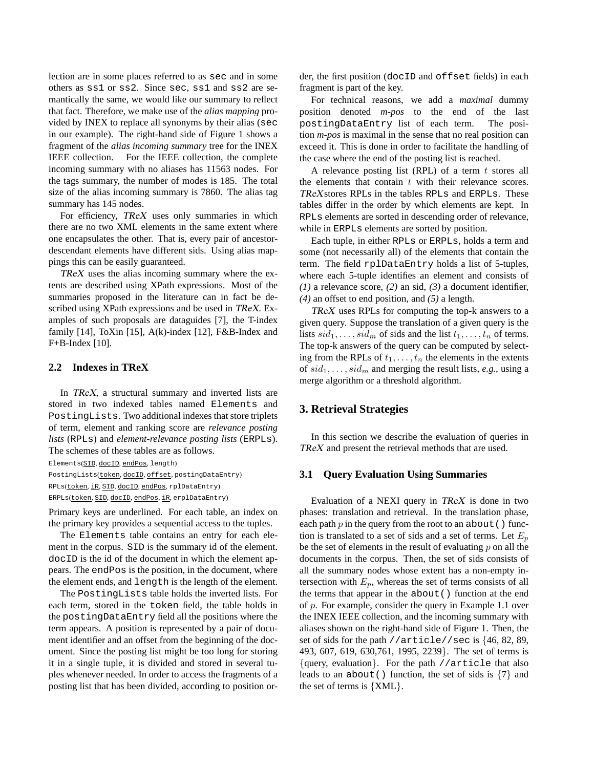lection are in some places referred to as sec and in some others as ss1 or ss2. Since sec, ss1 and ss2 are semantically the same, we would like our summary to reflect that fact. Therefore, we make use of the *alias mapping* provided by INEX to replace all synonyms by their alias (sec in our example). The right-hand side of Figure 1 shows a fragment of the *alias incoming summary* tree for the INEX IEEE collection. For the IEEE collection, the complete incoming summary with no aliases has 11563 nodes. For the tags summary, the number of modes is 185. The total size of the alias incoming summary is 7860. The alias tag summary has 145 nodes.

For efficiency, *TReX* uses only summaries in which there are no two XML elements in the same extent where one encapsulates the other. That is, every pair of ancestor-descendant elements have different sids. Using alias mappings this can be easily guaranteed.

*TReX* uses the alias incoming summary where the extents are described using XPath expressions. Most of the summaries proposed in the literature can in fact be described using XPath expressions and be used in *TReX*. Examples of such proposals are dataguides [7], the T-index family [14], ToXin [15], A(k)-index [12], F&B-Index and F+B-Index [10].

### 2.2 Indexes in TReX

In *TReX*, a structural summary and inverted lists are stored in two indexed tables named Elements and PostingLists. Two additional indexes that store triplets of term, element and ranking score are *relevance posting lists* (RPLs) and *element-relevance posting lists* (ERPLs). The schemes of these tables are as follows.

Elements(<u>SID</u>, <u>docID</u>, <u>endPos</u>, length)

PostingLists(<u>token</u>, <u>docID</u>, <u>offset</u>, postingDataEntry)

RPLs(<u>token</u>, <u>iR</u>, <u>SID</u>, <u>docID</u>, <u>endPos</u>, rplDataEntry)

ERPLs(<u>token</u>, <u>SID</u>, <u>docID</u>, <u>endPos</u>, <u>iR</u>, erplDataEntry)

Primary keys are underlined. For each table, an index on the primary key provides a sequential access to the tuples.

The Elements table contains an entry for each element in the corpus. SID is the summary id of the element. docID is the id of the document in which the element appears. The endPos is the position, in the document, where the element ends, and length is the length of the element.

The PostingLists table holds the inverted lists. For each term, stored in the token field, the table holds in the postingDataEntry field all the positions where the term appears. A position is represented by a pair of document identifier and an offset from the beginning of the document. Since the posting list might be too long for storing it in a single tuple, it is divided and stored in several tuples whenever needed. In order to access the fragments of a posting list that has been divided, according to position order, the first position (docID and offset fields) in each fragment is part of the key.

For technical reasons, we add a *maximal* dummy position denoted *m-pos* to the end of the last postingDataEntry list of each term. The position *m-pos* is maximal in the sense that no real position can exceed it. This is done in order to facilitate the handling of the case where the end of the posting list is reached.

A relevance posting list (RPL) of a term $t$ stores all the elements that contain $t$ with their relevance scores. *TReX* stores RPLs in the tables RPLs and ERPLs. These tables differ in the order by which elements are kept. In RPLs elements are sorted in descending order of relevance, while in ERPLs elements are sorted by position.

Each tuple, in either RPLs or ERPLs, holds a term and some (not necessarily all) of the elements that contain the term. The field rplDataEntry holds a list of 5-tuples, where each 5-tuple identifies an element and consists of *(1)* a relevance score, *(2)* an sid, *(3)* a document identifier, *(4)* an offset to end position, and *(5)* a length.

*TReX* uses RPLs for computing the top-k answers to a given query. Suppose the translation of a given query is the lists $sid_1, \ldots, sid_m$ of sids and the list $t_1, \ldots, t_n$ of terms. The top-k answers of the query can be computed by selecting from the RPLs of $t_1, \ldots, t_n$ the elements in the extents of $sid_1, \ldots, sid_m$ and merging the result lists, *e.g.*, using a merge algorithm or a threshold algorithm.

## 3. Retrieval Strategies

In this section we describe the evaluation of queries in *TReX* and present the retrieval methods that are used.

### 3.1 Query Evaluation Using Summaries

Evaluation of a NEXI query in *TReX* is done in two phases: translation and retrieval. In the translation phase, each path $p$ in the query from the root to an about() function is translated to a set of sids and a set of terms. Let $E_p$ be the set of elements in the result of evaluating $p$ on all the documents in the corpus. Then, the set of sids consists of all the summary nodes whose extent has a non-empty intersection with $E_p$, whereas the set of terms consists of all the terms that appear in the about() function at the end of $p$. For example, consider the query in Example 1.1 over the INEX IEEE collection, and the incoming summary with aliases shown on the right-hand side of Figure 1. Then, the set of sids for the path //article//sec is {46, 82, 89, 493, 607, 619, 630,761, 1995, 2239}. The set of terms is {query, evaluation}. For the path //article that also leads to an about() function, the set of sids is {7} and the set of terms is {XML}.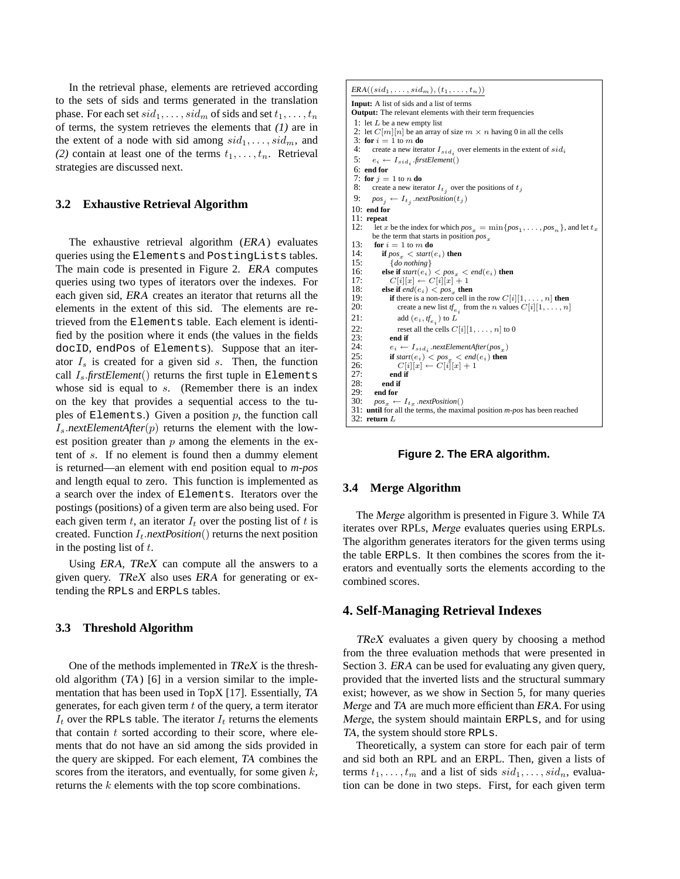In the retrieval phase, elements are retrieved according to the sets of sids and terms generated in the translation phase. For each set $sid_1, \ldots, sid_m$ of sids and set $t_1, \ldots, t_n$ of terms, the system retrieves the elements that *(1)* are in the extent of a node with sid among $sid_1, \ldots, sid_m$, and *(2)* contain at least one of the terms $t_1, \ldots, t_n$. Retrieval strategies are discussed next.

### 3.2 Exhaustive Retrieval Algorithm

The exhaustive retrieval algorithm (*ERA*) evaluates queries using the `Elements` and `PostingLists` tables. The main code is presented in Figure 2. *ERA* computes queries using two types of iterators over the indexes. For each given sid, *ERA* creates an iterator that returns all the elements in the extent of this sid. The elements are retrieved from the `Elements` table. Each element is identified by the position where it ends (the values in the fields `docID`, `endPos` of `Elements`). Suppose that an iterator $I_s$ is created for a given sid $s$. Then, the function call $I_s$.*firstElement*() returns the first tuple in `Elements` whose sid is equal to $s$. (Remember there is an index on the key that provides a sequential access to the tuples of `Elements`.) Given a position $p$, the function call $I_s$.*nextElementAfter*($p$) returns the element with the lowest position greater than $p$ among the elements in the extent of $s$. If no element is found then a dummy element is returned—an element with end position equal to *m-pos* and length equal to zero. This function is implemented as a search over the index of `Elements`. Iterators over the postings (positions) of a given term are also being used. For each given term $t$, an iterator $I_t$ over the posting list of $t$ is created. Function $I_t$.*nextPosition*() returns the next position in the posting list of $t$.

Using *ERA*, *TReX* can compute all the answers to a given query. *TReX* also uses *ERA* for generating or extending the `RPLs` and `ERPLs` tables.

### 3.3 Threshold Algorithm

One of the methods implemented in *TReX* is the threshold algorithm (*TA*) [6] in a version similar to the implementation that has been used in TopX [17]. Essentially, *TA* generates, for each given term $t$ of the query, a term iterator $I_t$ over the `RPLs` table. The iterator $I_t$ returns the elements that contain $t$ sorted according to their score, where elements that do not have an sid among the sids provided in the query are skipped. For each element, *TA* combines the scores from the iterators, and eventually, for some given $k$, returns the $k$ elements with the top score combinations.

```
ERA((sid_1, ..., sid_m), (t_1, ..., t_n))
Input: A list of sids and a list of terms
Output: The relevant elements with their term frequencies
 1: let L be a new empty list
 2: let C[m][n] be an array of size m × n having 0 in all the cells
 3: for i = 1 to m do
 4:    create a new iterator I_{sid_i} over elements in the extent of sid_i
 5:    e_i ← I_{sid_i}.firstElement()
 6: end for
 7: for j = 1 to n do
 8:    create a new iterator I_{t_j} over the positions of t_j
 9:    pos_j ← I_{t_j}.nextPosition(t_j)
10: end for
11: repeat
12:    let x be the index for which pos_x = min{pos_1, ..., pos_n}, and let t_x
       be the term that starts in position pos_x
13:    for i = 1 to m do
14:       if pos_x < start(e_i) then
15:          {do nothing}
16:       else if start(e_i) < pos_x < end(e_i) then
17:          C[i][x] ← C[i][x] + 1
18:       else if end(e_i) < pos_x then
19:          if there is a non-zero cell in the row C[i][1, ..., n] then
20:             create a new list tf_{e_i} from the n values C[i][1, ..., n]
21:             add (e_i, tf_{e_i}) to L
22:             reset all the cells C[i][1, ..., n] to 0
23:          end if
24:          e_i ← I_{sid_i}.nextElementAfter(pos_x)
25:          if start(e_i) < pos_x < end(e_i) then
26:             C[i][x] ← C[i][x] + 1
27:          end if
28:       end if
29:    end for
30:    pos_x ← I_{t_x}.nextPosition()
31: until for all the terms, the maximal position m-pos has been reached
32: return L
```

**Figure 2. The ERA algorithm.**

### 3.4 Merge Algorithm

The *Merge* algorithm is presented in Figure 3. While *TA* iterates over RPLs, *Merge* evaluates queries using ERPLs. The algorithm generates iterators for the given terms using the table `ERPLs`. It then combines the scores from the iterators and eventually sorts the elements according to the combined scores.

## 4. Self-Managing Retrieval Indexes

*TReX* evaluates a given query by choosing a method from the three evaluation methods that were presented in Section 3. *ERA* can be used for evaluating any given query, provided that the inverted lists and the structural summary exist; however, as we show in Section 5, for many queries *Merge* and *TA* are much more efficient than *ERA*. For using *Merge*, the system should maintain `ERPLs`, and for using *TA*, the system should store `RPLs`.

Theoretically, a system can store for each pair of term and sid both an RPL and an ERPL. Then, given a lists of terms $t_1, \ldots, t_m$ and a list of sids $sid_1, \ldots, sid_n$, evaluation can be done in two steps. First, for each given term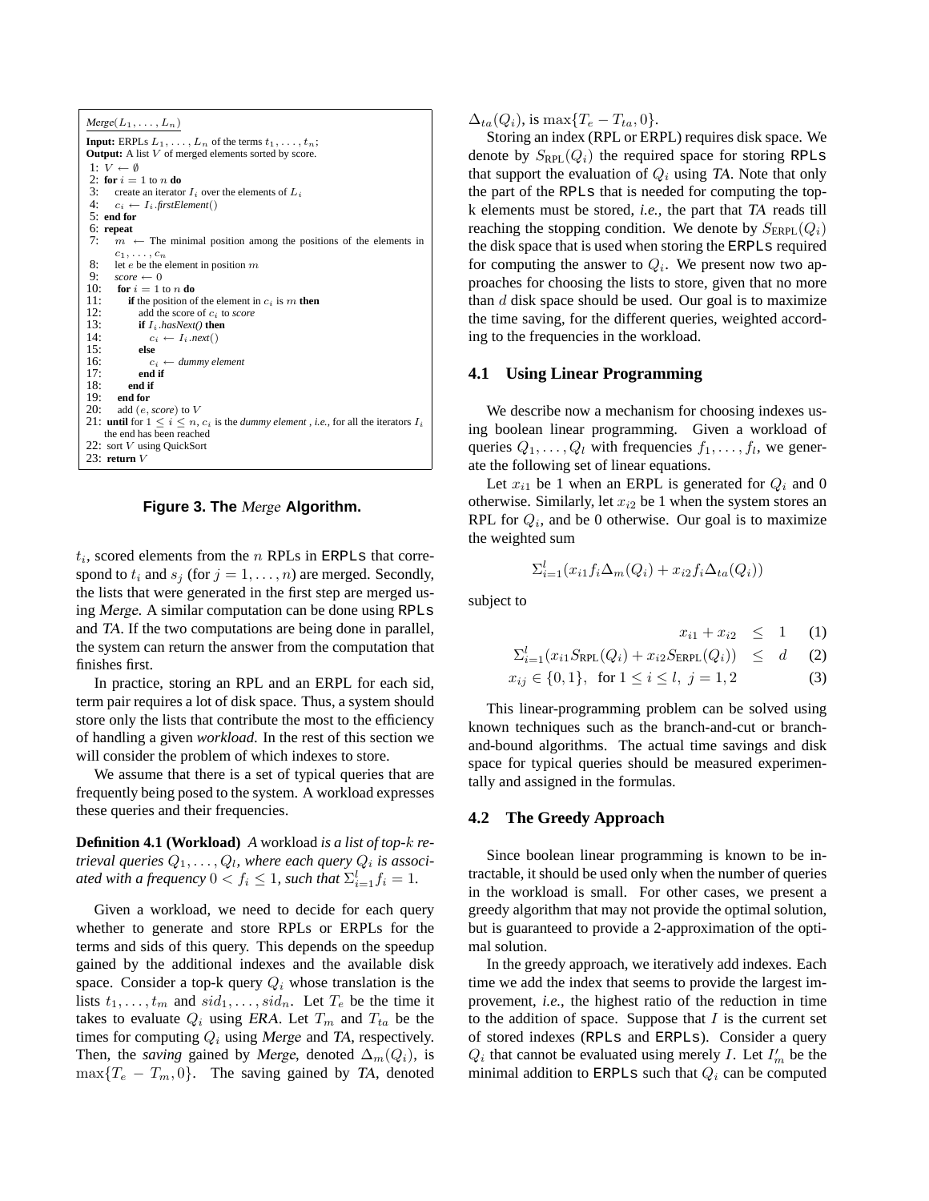```
Merge(L_1, ..., L_n)

Input: ERPLs L_1, ..., L_n of the terms t_1, ..., t_n;
Output: A list V of merged elements sorted by score.
 1: V ← ∅
 2: for i = 1 to n do
 3:    create an iterator I_i over the elements of L_i
 4:    c_i ← I_i.firstElement()
 5: end for
 6: repeat
 7:    m ← The minimal position among the positions of the elements in
       c_1, ..., c_n
 8:    let e be the element in position m
 9:    score ← 0
10:    for i = 1 to n do
11:       if the position of the element in c_i is m then
12:          add the score of c_i to score
13:          if I_i.hasNext() then
14:             c_i ← I_i.next()
15:          else
16:             c_i ← dummy element
17:          end if
18:       end if
19:    end for
20:    add (e, score) to V
21: until for 1 ≤ i ≤ n, c_i is the dummy element , i.e., for all the iterators I_i
    the end has been reached
22: sort V using QuickSort
23: return V
```

**Figure 3. The *Merge* Algorithm.**

$t_i$, scored elements from the $n$ RPLs in ERPLs that correspond to $t_i$ and $s_j$ (for $j = 1, \ldots, n$) are merged. Secondly, the lists that were generated in the first step are merged using *Merge*. A similar computation can be done using RPLs and *TA*. If the two computations are being done in parallel, the system can return the answer from the computation that finishes first.

In practice, storing an RPL and an ERPL for each sid, term pair requires a lot of disk space. Thus, a system should store only the lists that contribute the most to the efficiency of handling a given *workload*. In the rest of this section we will consider the problem of which indexes to store.

We assume that there is a set of typical queries that are frequently being posed to the system. A workload expresses these queries and their frequencies.

**Definition 4.1 (Workload)** *A* workload *is a list of top-$k$ retrieval queries $Q_1, \ldots, Q_l$, where each query $Q_i$ is associated with a frequency $0 < f_i \leq 1$, such that $\Sigma_{i=1}^{l} f_i = 1$.*

Given a workload, we need to decide for each query whether to generate and store RPLs or ERPLs for the terms and sids of this query. This depends on the speedup gained by the additional indexes and the available disk space. Consider a top-k query $Q_i$ whose translation is the lists $t_1, \ldots, t_m$ and $sid_1, \ldots, sid_n$. Let $T_e$ be the time it takes to evaluate $Q_i$ using *ERA*. Let $T_m$ and $T_{ta}$ be the times for computing $Q_i$ using *Merge* and *TA*, respectively. Then, the *saving* gained by *Merge*, denoted $\Delta_m(Q_i)$, is $\max\{T_e - T_m, 0\}$. The saving gained by *TA*, denoted $\Delta_{ta}(Q_i)$, is $\max\{T_e - T_{ta}, 0\}$.

Storing an index (RPL or ERPL) requires disk space. We denote by $S_{\text{RPL}}(Q_i)$ the required space for storing RPLs that support the evaluation of $Q_i$ using *TA*. Note that only the part of the RPLs that is needed for computing the top-k elements must be stored, *i.e.*, the part that *TA* reads till reaching the stopping condition. We denote by $S_{\text{ERPL}}(Q_i)$ the disk space that is used when storing the ERPLs required for computing the answer to $Q_i$. We present now two approaches for choosing the lists to store, given that no more than $d$ disk space should be used. Our goal is to maximize the time saving, for the different queries, weighted according to the frequencies in the workload.

### 4.1 Using Linear Programming

We describe now a mechanism for choosing indexes using boolean linear programming. Given a workload of queries $Q_1, \ldots, Q_l$ with frequencies $f_1, \ldots, f_l$, we generate the following set of linear equations.

Let $x_{i1}$ be 1 when an ERPL is generated for $Q_i$ and 0 otherwise. Similarly, let $x_{i2}$ be 1 when the system stores an RPL for $Q_i$, and be 0 otherwise. Our goal is to maximize the weighted sum

$$\Sigma_{i=1}^{l}(x_{i1} f_i \Delta_m(Q_i) + x_{i2} f_i \Delta_{ta}(Q_i))$$

subject to

$$x_{i1} + x_{i2} \leq 1 \quad (1)$$

$$\Sigma_{i=1}^{l}(x_{i1} S_{\text{RPL}}(Q_i) + x_{i2} S_{\text{ERPL}}(Q_i)) \leq d \quad (2)$$

$$x_{ij} \in \{0, 1\}, \ \text{for } 1 \leq i \leq l, \ j = 1, 2 \quad (3)$$

This linear-programming problem can be solved using known techniques such as the branch-and-cut or branch-and-bound algorithms. The actual time savings and disk space for typical queries should be measured experimentally and assigned in the formulas.

### 4.2 The Greedy Approach

Since boolean linear programming is known to be intractable, it should be used only when the number of queries in the workload is small. For other cases, we present a greedy algorithm that may not provide the optimal solution, but is guaranteed to provide a 2-approximation of the optimal solution.

In the greedy approach, we iteratively add indexes. Each time we add the index that seems to provide the largest improvement, *i.e.*, the highest ratio of the reduction in time to the addition of space. Suppose that $I$ is the current set of stored indexes (RPLs and ERPLs). Consider a query $Q_i$ that cannot be evaluated using merely $I$. Let $I'_m$ be the minimal addition to ERPLs such that $Q_i$ can be computed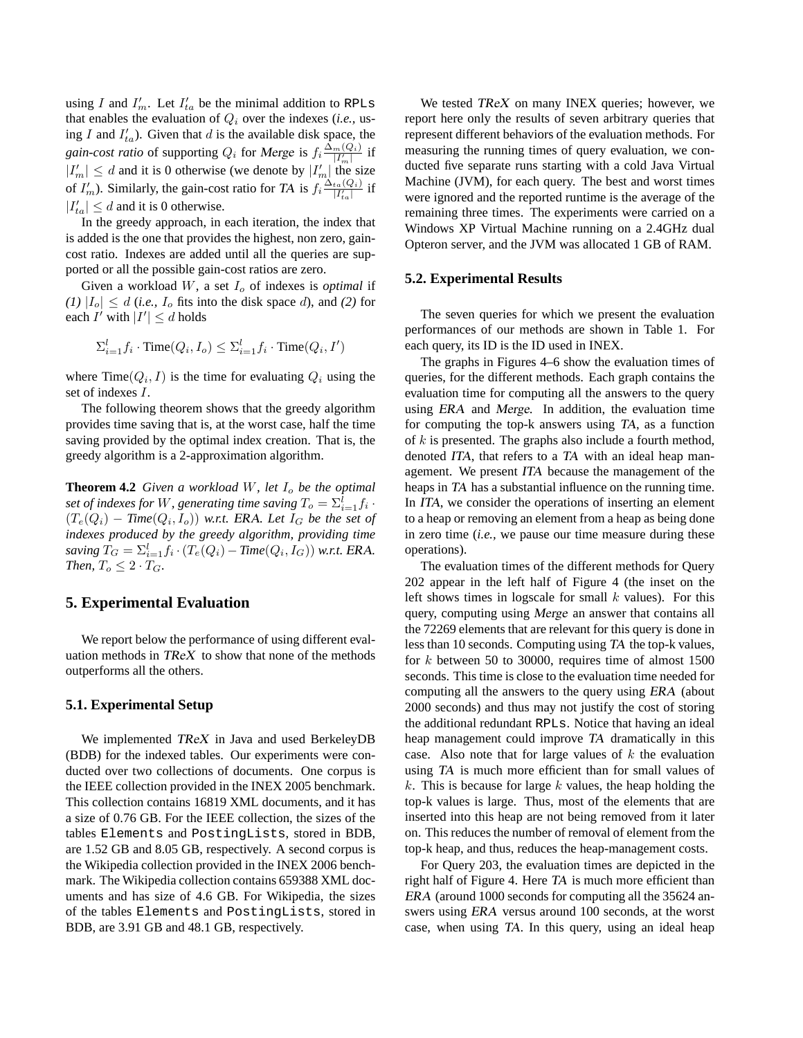using $I$ and $I'_m$. Let $I'_{ta}$ be the minimal addition to RPLs that enables the evaluation of $Q_i$ over the indexes (*i.e.,* using $I$ and $I'_{ta}$). Given that $d$ is the available disk space, the *gain-cost ratio* of supporting $Q_i$ for *Merge* is $f_i \frac{\Delta_m(Q_i)}{|I'_m|}$ if $|I'_m| \leq d$ and it is 0 otherwise (we denote by $|I'_m|$ the size of $I'_m$). Similarly, the gain-cost ratio for *TA* is $f_i \frac{\Delta_{ta}(Q_i)}{|I'_{ta}|}$ if $|I'_{ta}| \leq d$ and it is 0 otherwise.

In the greedy approach, in each iteration, the index that is added is the one that provides the highest, non zero, gain-cost ratio. Indexes are added until all the queries are supported or all the possible gain-cost ratios are zero.

Given a workload $W$, a set $I_o$ of indexes is *optimal* if *(1)* $|I_o| \leq d$ (*i.e.,* $I_o$ fits into the disk space $d$), and *(2)* for each $I'$ with $|I'| \leq d$ holds

$$\Sigma_{i=1}^{l} f_i \cdot \text{Time}(Q_i, I_o) \leq \Sigma_{i=1}^{l} f_i \cdot \text{Time}(Q_i, I')$$

where $\text{Time}(Q_i, I)$ is the time for evaluating $Q_i$ using the set of indexes $I$.

The following theorem shows that the greedy algorithm provides time saving that is, at the worst case, half the time saving provided by the optimal index creation. That is, the greedy algorithm is a 2-approximation algorithm.

**Theorem 4.2** *Given a workload $W$, let $I_o$ be the optimal set of indexes for $W$, generating time saving $T_o = \Sigma_{i=1}^{l} f_i \cdot (T_e(Q_i) - \mathit{Time}(Q_i, I_o))$ w.r.t. ERA. Let $I_G$ be the set of indexes produced by the greedy algorithm, providing time saving $T_G = \Sigma_{i=1}^{l} f_i \cdot (T_e(Q_i) - \mathit{Time}(Q_i, I_G))$ w.r.t. ERA. Then, $T_o \leq 2 \cdot T_G$.*

## 5. Experimental Evaluation

We report below the performance of using different evaluation methods in *TReX* to show that none of the methods outperforms all the others.

### 5.1. Experimental Setup

We implemented *TReX* in Java and used BerkeleyDB (BDB) for the indexed tables. Our experiments were conducted over two collections of documents. One corpus is the IEEE collection provided in the INEX 2005 benchmark. This collection contains 16819 XML documents, and it has a size of 0.76 GB. For the IEEE collection, the sizes of the tables Elements and PostingLists, stored in BDB, are 1.52 GB and 8.05 GB, respectively. A second corpus is the Wikipedia collection provided in the INEX 2006 benchmark. The Wikipedia collection contains 659388 XML documents and has size of 4.6 GB. For Wikipedia, the sizes of the tables Elements and PostingLists, stored in BDB, are 3.91 GB and 48.1 GB, respectively.

We tested *TReX* on many INEX queries; however, we report here only the results of seven arbitrary queries that represent different behaviors of the evaluation methods. For measuring the running times of query evaluation, we conducted five separate runs starting with a cold Java Virtual Machine (JVM), for each query. The best and worst times were ignored and the reported runtime is the average of the remaining three times. The experiments were carried on a Windows XP Virtual Machine running on a 2.4GHz dual Opteron server, and the JVM was allocated 1 GB of RAM.

### 5.2. Experimental Results

The seven queries for which we present the evaluation performances of our methods are shown in Table 1. For each query, its ID is the ID used in INEX.

The graphs in Figures 4–6 show the evaluation times of queries, for the different methods. Each graph contains the evaluation time for computing all the answers to the query using *ERA* and *Merge*. In addition, the evaluation time for computing the top-k answers using *TA*, as a function of $k$ is presented. The graphs also include a fourth method, denoted *ITA*, that refers to a *TA* with an ideal heap management. We present *ITA* because the management of the heaps in *TA* has a substantial influence on the running time. In *ITA*, we consider the operations of inserting an element to a heap or removing an element from a heap as being done in zero time (*i.e.,* we pause our time measure during these operations).

The evaluation times of the different methods for Query 202 appear in the left half of Figure 4 (the inset on the left shows times in logscale for small $k$ values). For this query, computing using *Merge* an answer that contains all the 72269 elements that are relevant for this query is done in less than 10 seconds. Computing using *TA* the top-k values, for $k$ between 50 to 30000, requires time of almost 1500 seconds. This time is close to the evaluation time needed for computing all the answers to the query using *ERA* (about 2000 seconds) and thus may not justify the cost of storing the additional redundant RPLs. Notice that having an ideal heap management could improve *TA* dramatically in this case. Also note that for large values of $k$ the evaluation using *TA* is much more efficient than for small values of $k$. This is because for large $k$ values, the heap holding the top-k values is large. Thus, most of the elements that are inserted into this heap are not being removed from it later on. This reduces the number of removal of element from the top-k heap, and thus, reduces the heap-management costs.

For Query 203, the evaluation times are depicted in the right half of Figure 4. Here *TA* is much more efficient than *ERA* (around 1000 seconds for computing all the 35624 answers using *ERA* versus around 100 seconds, at the worst case, when using *TA*. In this query, using an ideal heap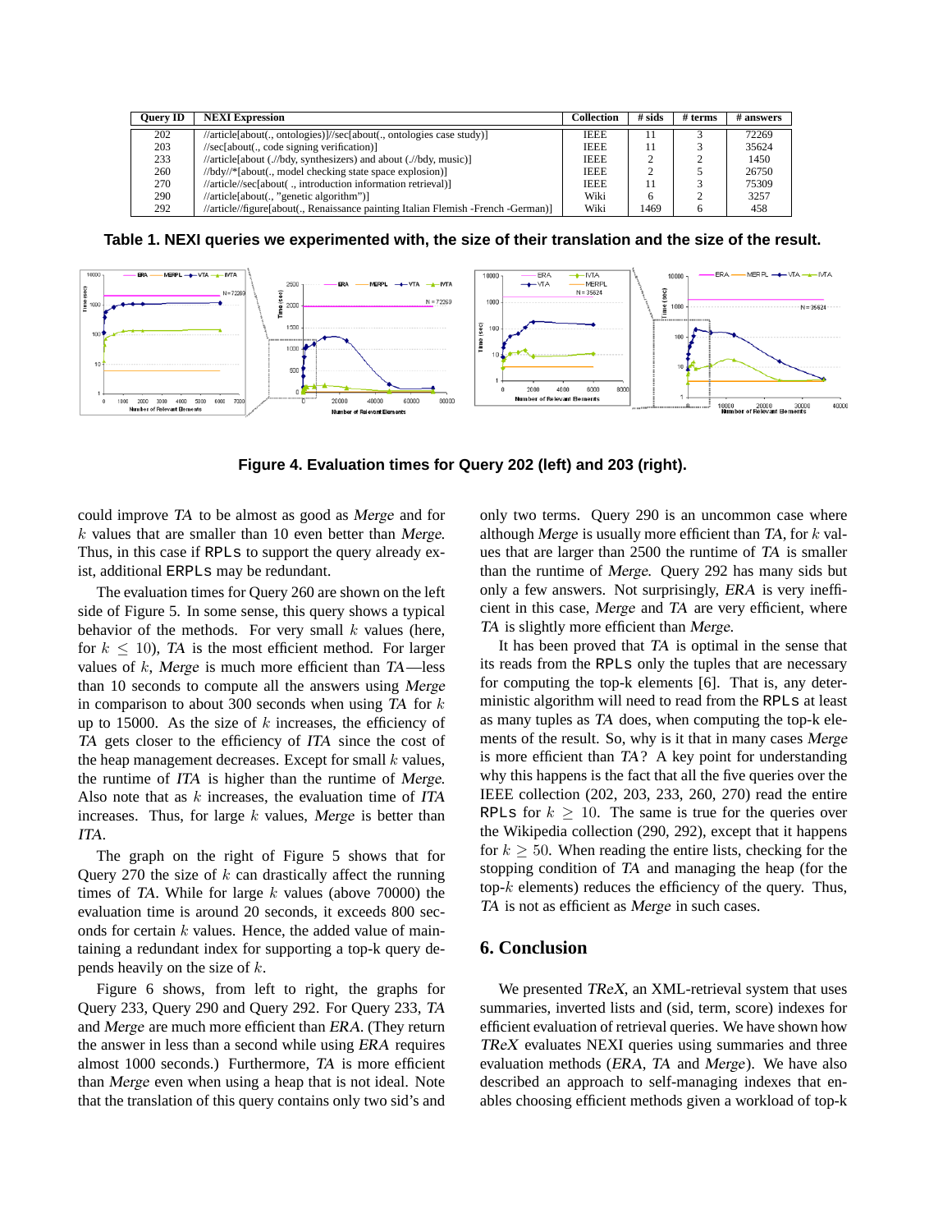| Query ID | NEXI Expression | Collection | # sids | # terms | # answers |
|---|---|---|---|---|---|
| 202 | //article[about(., ontologies)]//sec[about(., ontologies case study)] | IEEE | 11 | 3 | 72269 |
| 203 | //sec[about(., code signing verification)] | IEEE | 11 | 3 | 35624 |
| 233 | //article[about (.//bdy, synthesizers) and about (.//bdy, music)] | IEEE | 2 | 2 | 1450 |
| 260 | //bdy//*[about(., model checking state space explosion)] | IEEE | 2 | 5 | 26750 |
| 270 | //article//sec[about( ., introduction information retrieval)] | IEEE | 11 | 3 | 75309 |
| 290 | //article[about(., "genetic algorithm")] | Wiki | 6 | 2 | 3257 |
| 292 | //article//figure[about(., Renaissance painting Italian Flemish -French -German)] | Wiki | 1469 | 6 | 458 |

**Table 1. NEXI queries we experimented with, the size of their translation and the size of the result.**

ERA MERPL VTA IVTA
Time (sec)
N=72269
Number of Relevant Elements
N = 35624

**Figure 4. Evaluation times for Query 202 (left) and 203 (right).**

could improve *TA* to be almost as good as *Merge* and for $k$ values that are smaller than 10 even better than *Merge*. Thus, in this case if RPLs to support the query already exist, additional ERPLs may be redundant.

The evaluation times for Query 260 are shown on the left side of Figure 5. In some sense, this query shows a typical behavior of the methods. For very small $k$ values (here, for $k \leq 10$), *TA* is the most efficient method. For larger values of $k$, *Merge* is much more efficient than *TA*—less than 10 seconds to compute all the answers using *Merge* in comparison to about 300 seconds when using *TA* for $k$ up to 15000. As the size of $k$ increases, the efficiency of *TA* gets closer to the efficiency of *ITA* since the cost of the heap management decreases. Except for small $k$ values, the runtime of *ITA* is higher than the runtime of *Merge*. Also note that as $k$ increases, the evaluation time of *ITA* increases. Thus, for large $k$ values, *Merge* is better than *ITA*.

The graph on the right of Figure 5 shows that for Query 270 the size of $k$ can drastically affect the running times of *TA*. While for large $k$ values (above 70000) the evaluation time is around 20 seconds, it exceeds 800 seconds for certain $k$ values. Hence, the added value of maintaining a redundant index for supporting a top-k query depends heavily on the size of $k$.

Figure 6 shows, from left to right, the graphs for Query 233, Query 290 and Query 292. For Query 233, *TA* and *Merge* are much more efficient than *ERA*. (They return the answer in less than a second while using *ERA* requires almost 1000 seconds.) Furthermore, *TA* is more efficient than *Merge* even when using a heap that is not ideal. Note that the translation of this query contains only two sid's and only two terms. Query 290 is an uncommon case where although *Merge* is usually more efficient than *TA*, for $k$ values that are larger than 2500 the runtime of *TA* is smaller than the runtime of *Merge*. Query 292 has many sids but only a few answers. Not surprisingly, *ERA* is very inefficient in this case, *Merge* and *TA* are very efficient, where *TA* is slightly more efficient than *Merge*.

It has been proved that *TA* is optimal in the sense that its reads from the RPLs only the tuples that are necessary for computing the top-k elements [6]. That is, any deterministic algorithm will need to read from the RPLs at least as many tuples as *TA* does, when computing the top-k elements of the result. So, why is it that in many cases *Merge* is more efficient than *TA*? A key point for understanding why this happens is the fact that all the five queries over the IEEE collection (202, 203, 233, 260, 270) read the entire RPLs for $k \geq 10$. The same is true for the queries over the Wikipedia collection (290, 292), except that it happens for $k \geq 50$. When reading the entire lists, checking for the stopping condition of *TA* and managing the heap (for the top-$k$ elements) reduces the efficiency of the query. Thus, *TA* is not as efficient as *Merge* in such cases.

## 6. Conclusion

We presented *TReX*, an XML-retrieval system that uses summaries, inverted lists and (sid, term, score) indexes for efficient evaluation of retrieval queries. We have shown how *TReX* evaluates NEXI queries using summaries and three evaluation methods (*ERA*, *TA* and *Merge*). We have also described an approach to self-managing indexes that enables choosing efficient methods given a workload of top-k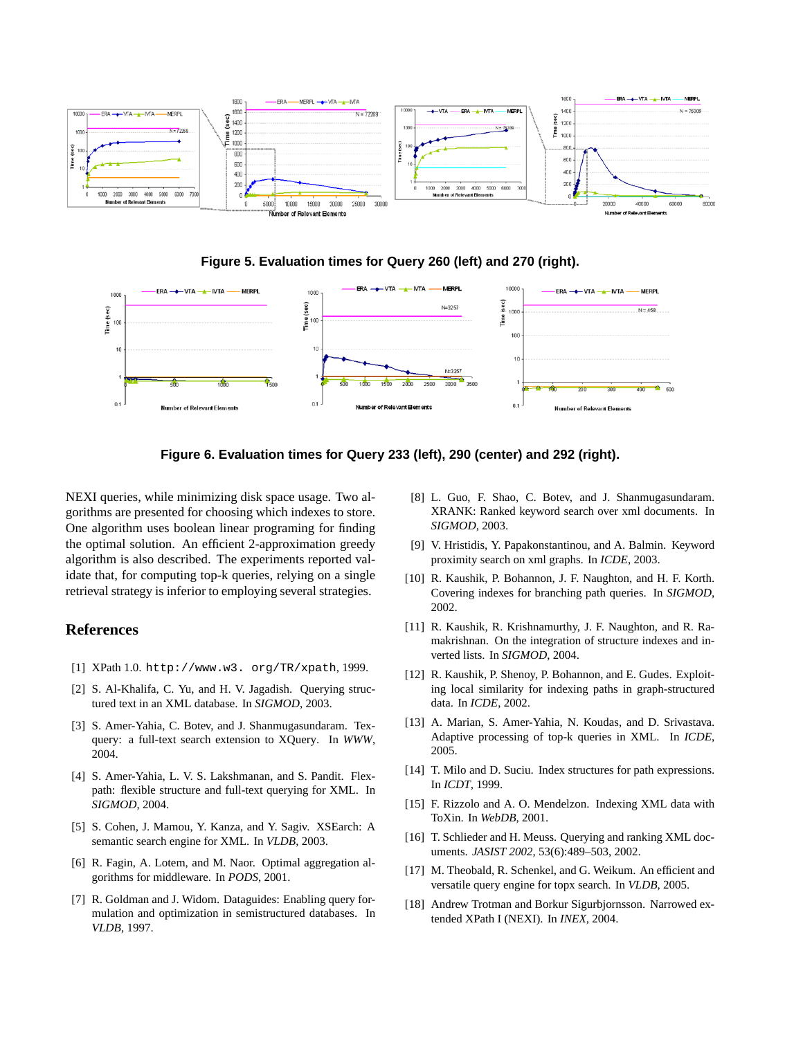ERA — VTA — IVTA — MERPL
N = 72289
Time (sec)
Number of Relevant Elements

ERA — MERPL — VTA — IVTA
N = 72289
Time (sec)
Number of Relevant Elements

VTA — ERA — IVTA — MERPL
N = 76309
Time (sec)
Number of Relevant Elements

ERA — VTA — IVTA — MERPL
N = 76309
Time (sec)
Number of Relevant Elements

**Figure 5. Evaluation times for Query 260 (left) and 270 (right).**

ERA — VTA — IVTA — MERPL
Time (sec)
Number of Relevant Elements

ERA — VTA — IVTA — MERPL
N=3257
N=3257
Time (sec)
Number of Relevant Elements

ERA — VTA — IVTA — MERPL
N= 458
Time (sec)
Number of Relevant Elements

**Figure 6. Evaluation times for Query 233 (left), 290 (center) and 292 (right).**

NEXI queries, while minimizing disk space usage. Two algorithms are presented for choosing which indexes to store. One algorithm uses boolean linear programing for finding the optimal solution. An efficient 2-approximation greedy algorithm is also described. The experiments reported validate that, for computing top-k queries, relying on a single retrieval strategy is inferior to employing several strategies.

## References

[1] XPath 1.0. `http://www.w3. org/TR/xpath`, 1999.

[2] S. Al-Khalifa, C. Yu, and H. V. Jagadish. Querying structured text in an XML database. In *SIGMOD*, 2003.

[3] S. Amer-Yahia, C. Botev, and J. Shanmugasundaram. Texquery: a full-text search extension to XQuery. In *WWW*, 2004.

[4] S. Amer-Yahia, L. V. S. Lakshmanan, and S. Pandit. Flexpath: flexible structure and full-text querying for XML. In *SIGMOD*, 2004.

[5] S. Cohen, J. Mamou, Y. Kanza, and Y. Sagiv. XSEarch: A semantic search engine for XML. In *VLDB*, 2003.

[6] R. Fagin, A. Lotem, and M. Naor. Optimal aggregation algorithms for middleware. In *PODS*, 2001.

[7] R. Goldman and J. Widom. Dataguides: Enabling query formulation and optimization in semistructured databases. In *VLDB*, 1997.

[8] L. Guo, F. Shao, C. Botev, and J. Shanmugasundaram. XRANK: Ranked keyword search over xml documents. In *SIGMOD*, 2003.

[9] V. Hristidis, Y. Papakonstantinou, and A. Balmin. Keyword proximity search on xml graphs. In *ICDE*, 2003.

[10] R. Kaushik, P. Bohannon, J. F. Naughton, and H. F. Korth. Covering indexes for branching path queries. In *SIGMOD*, 2002.

[11] R. Kaushik, R. Krishnamurthy, J. F. Naughton, and R. Ramakrishnan. On the integration of structure indexes and inverted lists. In *SIGMOD*, 2004.

[12] R. Kaushik, P. Shenoy, P. Bohannon, and E. Gudes. Exploiting local similarity for indexing paths in graph-structured data. In *ICDE*, 2002.

[13] A. Marian, S. Amer-Yahia, N. Koudas, and D. Srivastava. Adaptive processing of top-k queries in XML. In *ICDE*, 2005.

[14] T. Milo and D. Suciu. Index structures for path expressions. In *ICDT*, 1999.

[15] F. Rizzolo and A. O. Mendelzon. Indexing XML data with ToXin. In *WebDB*, 2001.

[16] T. Schlieder and H. Meuss. Querying and ranking XML documents. *JASIST 2002*, 53(6):489–503, 2002.

[17] M. Theobald, R. Schenkel, and G. Weikum. An efficient and versatile query engine for topx search. In *VLDB*, 2005.

[18] Andrew Trotman and Borkur Sigurbjornsson. Narrowed extended XPath I (NEXI). In *INEX*, 2004.